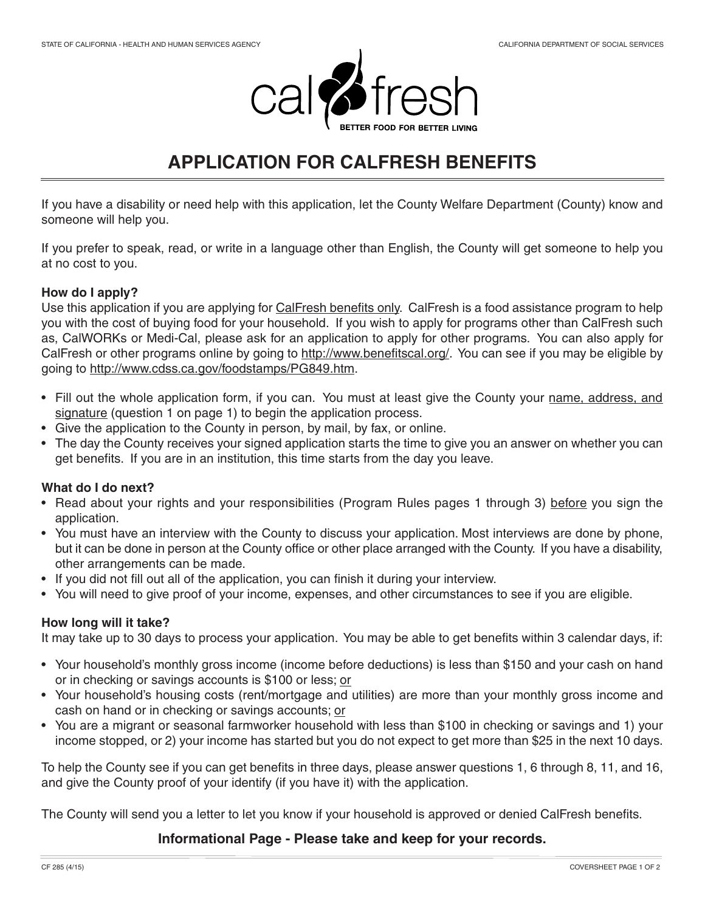# APPLICATION FOR CALFRESH BENEFITS

If you have a disability or need help with this application, let the County Welfare Department (County) know and someone will help you.

If you prefer to speak, read, or write in a language other than English, the County will get someone to help you at no cost to you.

**How do I apply?**

Use this application if you are applying for CalFresh benefits only. CalFresh is a food assistance program to help you with the cost of buying food for your household. If you wish to apply for programs other than CalFresh such as, CalWORKs or Medi-Cal, please ask for an application to apply for other programs. You can also apply for CalFresh or other programs online by going to http://www.benefitscal.org/. You can see if you may be eligible by going to http://www.cdss.ca.gov/foodstamps/PG849.htm.

- Fill out the whole application form, if you can. You must at least give the County your name, address, and signature (question 1 on page 1) to begin the application process.
- Give the application to the County in person, by mail, by fax, or online.
- The day the County receives your signed application starts the time to give you an answer on whether you can get benefits. If you are in an institution, this time starts from the day you leave.

**What do I do next?**

- Read about your rights and your responsibilities (Program Rules pages 1 through 3) before you sign the application.
- You must have an interview with the County to discuss your application. Most interviews are done by phone, but it can be done in person at the County office or other place arranged with the County. If you have a disability, other arrangements can be made.
- If you did not fill out all of the application, you can finish it during your interview.
- You will need to give proof of your income, expenses, and other circumstances to see if you are eligible.

**How long will it take?**

It may take up to 30 days to process your application. You may be able to get benefits within 3 calendar days, if:

- Your household's monthly gross income (income before deductions) is less than $150 and your cash on hand or in checking or savings accounts is $100 or less; or
- Your household's housing costs (rent/mortgage and utilities) are more than your monthly gross income and cash on hand or in checking or savings accounts; or
- You are a migrant or seasonal farmworker household with less than $100 in checking or savings and 1) your income stopped, or 2) your income has started but you do not expect to get more than $25 in the next 10 days.

To help the County see if you can get benefits in three days, please answer questions 1, 6 through 8, 11, and 16, and give the County proof of your identify (if you have it) with the application.

The County will send you a letter to let you know if your household is approved or denied CalFresh benefits.

**Informational Page - Please take and keep for your records.**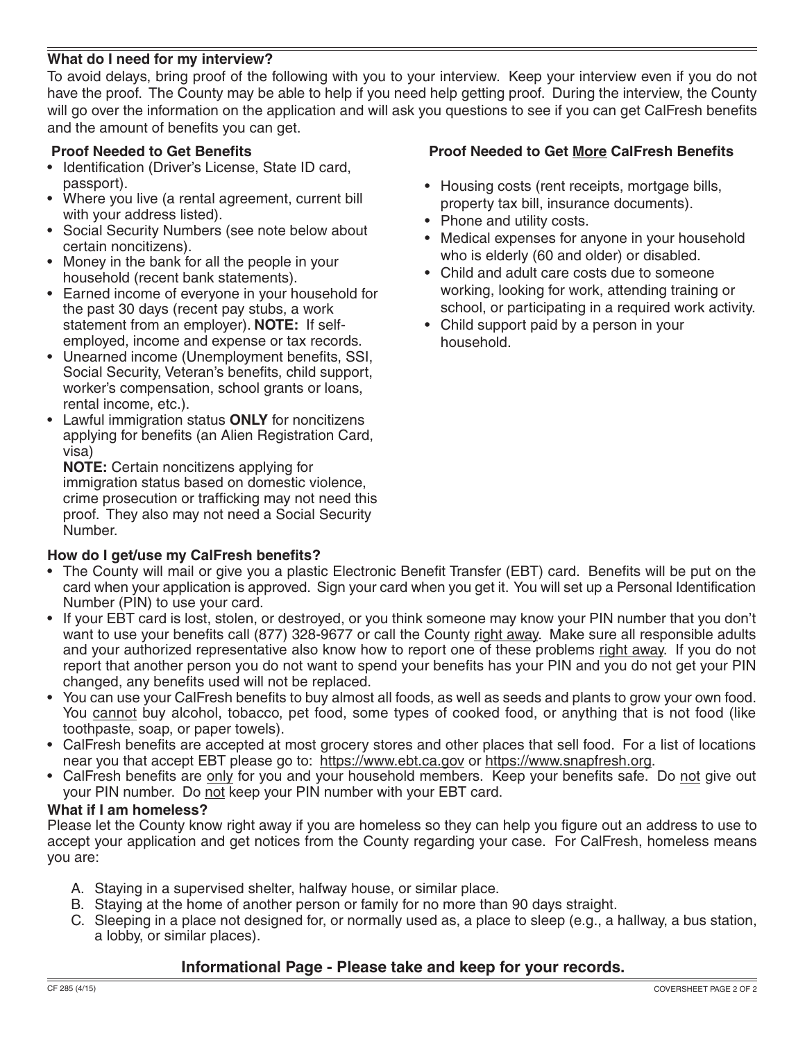### What do I need for my interview?

To avoid delays, bring proof of the following with you to your interview. Keep your interview even if you do not have the proof. The County may be able to help if you need help getting proof. During the interview, the County will go over the information on the application and will ask you questions to see if you can get CalFresh benefits and the amount of benefits you can get.

**Proof Needed to Get Benefits**

- Identification (Driver's License, State ID card, passport).
- Where you live (a rental agreement, current bill with your address listed).
- Social Security Numbers (see note below about certain noncitizens).
- Money in the bank for all the people in your household (recent bank statements).
- Earned income of everyone in your household for the past 30 days (recent pay stubs, a work statement from an employer). **NOTE:** If self-employed, income and expense or tax records.
- Unearned income (Unemployment benefits, SSI, Social Security, Veteran's benefits, child support, worker's compensation, school grants or loans, rental income, etc.).
- Lawful immigration status **ONLY** for noncitizens applying for benefits (an Alien Registration Card, visa)

  **NOTE:** Certain noncitizens applying for immigration status based on domestic violence, crime prosecution or trafficking may not need this proof. They also may not need a Social Security Number.

**Proof Needed to Get More CalFresh Benefits**

- Housing costs (rent receipts, mortgage bills, property tax bill, insurance documents).
- Phone and utility costs.
- Medical expenses for anyone in your household who is elderly (60 and older) or disabled.
- Child and adult care costs due to someone working, looking for work, attending training or school, or participating in a required work activity.
- Child support paid by a person in your household.

### How do I get/use my CalFresh benefits?

- The County will mail or give you a plastic Electronic Benefit Transfer (EBT) card. Benefits will be put on the card when your application is approved. Sign your card when you get it. You will set up a Personal Identification Number (PIN) to use your card.
- If your EBT card is lost, stolen, or destroyed, or you think someone may know your PIN number that you don't want to use your benefits call (877) 328-9677 or call the County right away. Make sure all responsible adults and your authorized representative also know how to report one of these problems right away. If you do not report that another person you do not want to spend your benefits has your PIN and you do not get your PIN changed, any benefits used will not be replaced.
- You can use your CalFresh benefits to buy almost all foods, as well as seeds and plants to grow your own food. You cannot buy alcohol, tobacco, pet food, some types of cooked food, or anything that is not food (like toothpaste, soap, or paper towels).
- CalFresh benefits are accepted at most grocery stores and other places that sell food. For a list of locations near you that accept EBT please go to: https://www.ebt.ca.gov or https://www.snapfresh.org.
- CalFresh benefits are only for you and your household members. Keep your benefits safe. Do not give out your PIN number. Do not keep your PIN number with your EBT card.

### What if I am homeless?

Please let the County know right away if you are homeless so they can help you figure out an address to use to accept your application and get notices from the County regarding your case. For CalFresh, homeless means you are:

A. Staying in a supervised shelter, halfway house, or similar place.
B. Staying at the home of another person or family for no more than 90 days straight.
C. Sleeping in a place not designed for, or normally used as, a place to sleep (e.g., a hallway, a bus station, a lobby, or similar places).

**Informational Page - Please take and keep for your records.**

CF 285 (4/15)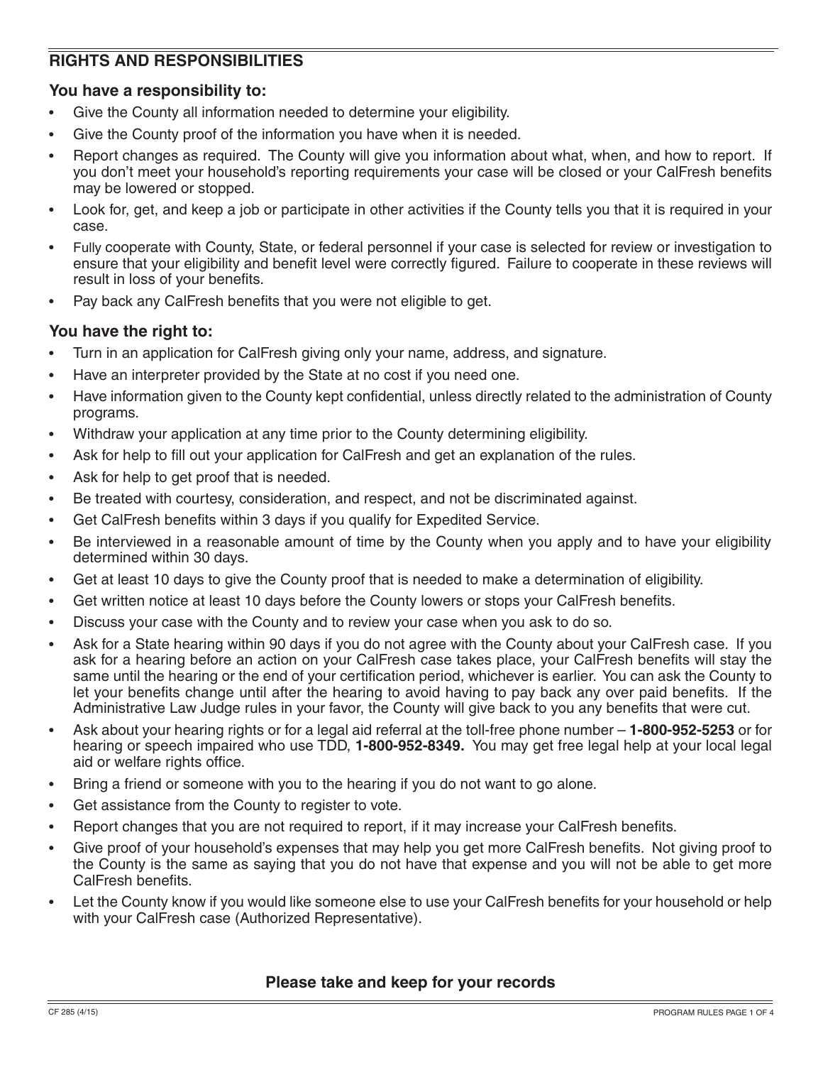## RIGHTS AND RESPONSIBILITIES

### You have a responsibility to:

- Give the County all information needed to determine your eligibility.
- Give the County proof of the information you have when it is needed.
- Report changes as required. The County will give you information about what, when, and how to report. If you don't meet your household's reporting requirements your case will be closed or your CalFresh benefits may be lowered or stopped.
- Look for, get, and keep a job or participate in other activities if the County tells you that it is required in your case.
- Fully cooperate with County, State, or federal personnel if your case is selected for review or investigation to ensure that your eligibility and benefit level were correctly figured. Failure to cooperate in these reviews will result in loss of your benefits.
- Pay back any CalFresh benefits that you were not eligible to get.

### You have the right to:

- Turn in an application for CalFresh giving only your name, address, and signature.
- Have an interpreter provided by the State at no cost if you need one.
- Have information given to the County kept confidential, unless directly related to the administration of County programs.
- Withdraw your application at any time prior to the County determining eligibility.
- Ask for help to fill out your application for CalFresh and get an explanation of the rules.
- Ask for help to get proof that is needed.
- Be treated with courtesy, consideration, and respect, and not be discriminated against.
- Get CalFresh benefits within 3 days if you qualify for Expedited Service.
- Be interviewed in a reasonable amount of time by the County when you apply and to have your eligibility determined within 30 days.
- Get at least 10 days to give the County proof that is needed to make a determination of eligibility.
- Get written notice at least 10 days before the County lowers or stops your CalFresh benefits.
- Discuss your case with the County and to review your case when you ask to do so.
- Ask for a State hearing within 90 days if you do not agree with the County about your CalFresh case. If you ask for a hearing before an action on your CalFresh case takes place, your CalFresh benefits will stay the same until the hearing or the end of your certification period, whichever is earlier. You can ask the County to let your benefits change until after the hearing to avoid having to pay back any over paid benefits. If the Administrative Law Judge rules in your favor, the County will give back to you any benefits that were cut.
- Ask about your hearing rights or for a legal aid referral at the toll-free phone number – **1-800-952-5253** or for hearing or speech impaired who use TDD, **1-800-952-8349.** You may get free legal help at your local legal aid or welfare rights office.
- Bring a friend or someone with you to the hearing if you do not want to go alone.
- Get assistance from the County to register to vote.
- Report changes that you are not required to report, if it may increase your CalFresh benefits.
- Give proof of your household's expenses that may help you get more CalFresh benefits. Not giving proof to the County is the same as saying that you do not have that expense and you will not be able to get more CalFresh benefits.
- Let the County know if you would like someone else to use your CalFresh benefits for your household or help with your CalFresh case (Authorized Representative).

**Please take and keep for your records**

CF 285 (4/15) PROGRAM RULES PAGE 1 OF 4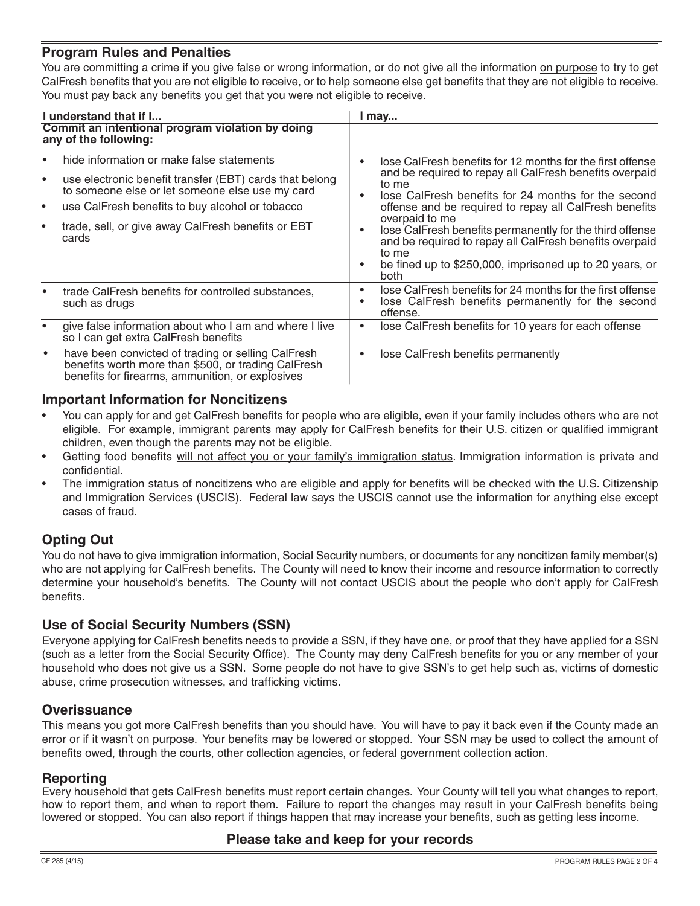## Program Rules and Penalties

You are committing a crime if you give false or wrong information, or do not give all the information on purpose to try to get CalFresh benefits that you are not eligible to receive, or to help someone else get benefits that they are not eligible to receive. You must pay back any benefits you get that you were not eligible to receive.

| I understand that if I... | I may... |
|---|---|
| **Commit an intentional program violation by doing any of the following:**<br>• hide information or make false statements<br>• use electronic benefit transfer (EBT) cards that belong to someone else or let someone else use my card<br>• use CalFresh benefits to buy alcohol or tobacco<br>• trade, sell, or give away CalFresh benefits or EBT cards | • lose CalFresh benefits for 12 months for the first offense and be required to repay all CalFresh benefits overpaid to me<br>• lose CalFresh benefits for 24 months for the second offense and be required to repay all CalFresh benefits overpaid to me<br>• lose CalFresh benefits permanently for the third offense and be required to repay all CalFresh benefits overpaid to me<br>• be fined up to $250,000, imprisoned up to 20 years, or both |
| • trade CalFresh benefits for controlled substances, such as drugs | • lose CalFresh benefits for 24 months for the first offense<br>• lose CalFresh benefits permanently for the second offense. |
| • give false information about who I am and where I live so I can get extra CalFresh benefits | • lose CalFresh benefits for 10 years for each offense |
| • have been convicted of trading or selling CalFresh benefits worth more than $500, or trading CalFresh benefits for firearms, ammunition, or explosives | • lose CalFresh benefits permanently |

## Important Information for Noncitizens

- You can apply for and get CalFresh benefits for people who are eligible, even if your family includes others who are not eligible. For example, immigrant parents may apply for CalFresh benefits for their U.S. citizen or qualified immigrant children, even though the parents may not be eligible.
- Getting food benefits will not affect you or your family's immigration status. Immigration information is private and confidential.
- The immigration status of noncitizens who are eligible and apply for benefits will be checked with the U.S. Citizenship and Immigration Services (USCIS). Federal law says the USCIS cannot use the information for anything else except cases of fraud.

## Opting Out

You do not have to give immigration information, Social Security numbers, or documents for any noncitizen family member(s) who are not applying for CalFresh benefits. The County will need to know their income and resource information to correctly determine your household's benefits. The County will not contact USCIS about the people who don't apply for CalFresh benefits.

## Use of Social Security Numbers (SSN)

Everyone applying for CalFresh benefits needs to provide a SSN, if they have one, or proof that they have applied for a SSN (such as a letter from the Social Security Office). The County may deny CalFresh benefits for you or any member of your household who does not give us a SSN. Some people do not have to give SSN's to get help such as, victims of domestic abuse, crime prosecution witnesses, and trafficking victims.

## Overissuance

This means you got more CalFresh benefits than you should have. You will have to pay it back even if the County made an error or if it wasn't on purpose. Your benefits may be lowered or stopped. Your SSN may be used to collect the amount of benefits owed, through the courts, other collection agencies, or federal government collection action.

## Reporting

Every household that gets CalFresh benefits must report certain changes. Your County will tell you what changes to report, how to report them, and when to report them. Failure to report the changes may result in your CalFresh benefits being lowered or stopped. You can also report if things happen that may increase your benefits, such as getting less income.

**Please take and keep for your records**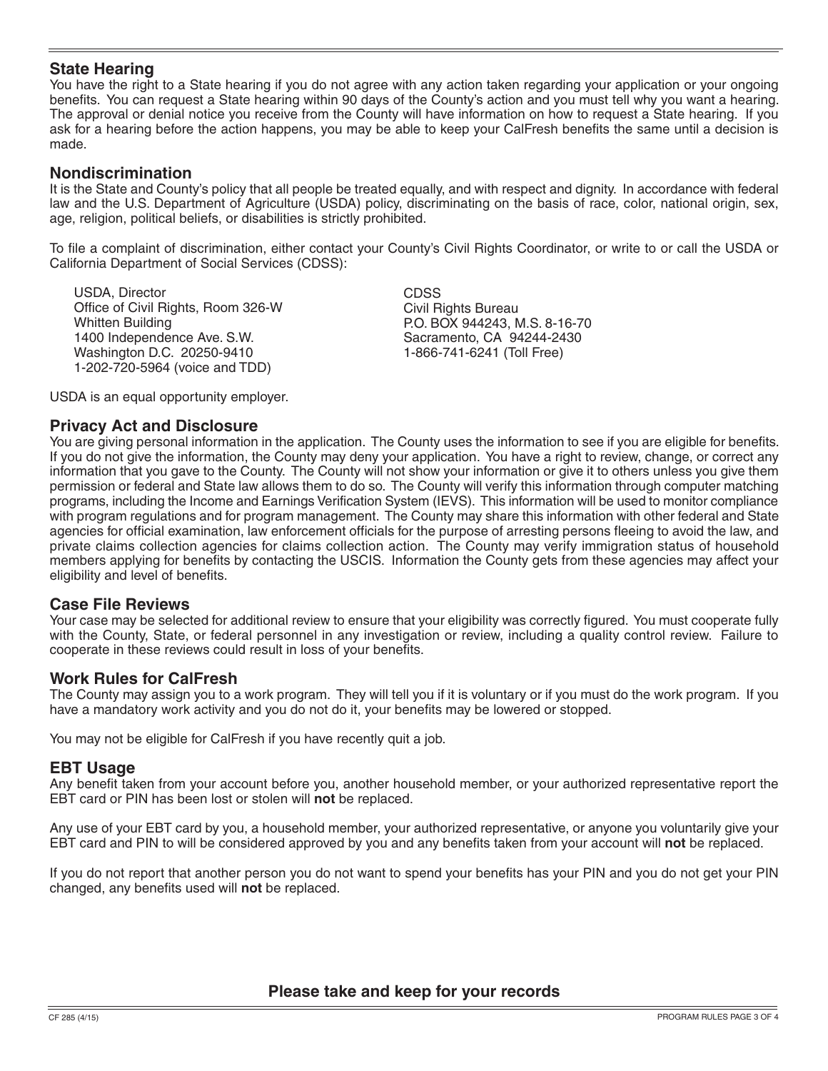## State Hearing

You have the right to a State hearing if you do not agree with any action taken regarding your application or your ongoing benefits. You can request a State hearing within 90 days of the County's action and you must tell why you want a hearing. The approval or denial notice you receive from the County will have information on how to request a State hearing. If you ask for a hearing before the action happens, you may be able to keep your CalFresh benefits the same until a decision is made.

## Nondiscrimination

It is the State and County's policy that all people be treated equally, and with respect and dignity. In accordance with federal law and the U.S. Department of Agriculture (USDA) policy, discriminating on the basis of race, color, national origin, sex, age, religion, political beliefs, or disabilities is strictly prohibited.

To file a complaint of discrimination, either contact your County's Civil Rights Coordinator, or write to or call the USDA or California Department of Social Services (CDSS):

USDA, Director
Office of Civil Rights, Room 326-W
Whitten Building
1400 Independence Ave. S.W.
Washington D.C. 20250-9410
1-202-720-5964 (voice and TDD)

CDSS
Civil Rights Bureau
P.O. BOX 944243, M.S. 8-16-70
Sacramento, CA 94244-2430
1-866-741-6241 (Toll Free)

USDA is an equal opportunity employer.

## Privacy Act and Disclosure

You are giving personal information in the application. The County uses the information to see if you are eligible for benefits. If you do not give the information, the County may deny your application. You have a right to review, change, or correct any information that you gave to the County. The County will not show your information or give it to others unless you give them permission or federal and State law allows them to do so. The County will verify this information through computer matching programs, including the Income and Earnings Verification System (IEVS). This information will be used to monitor compliance with program regulations and for program management. The County may share this information with other federal and State agencies for official examination, law enforcement officials for the purpose of arresting persons fleeing to avoid the law, and private claims collection agencies for claims collection action. The County may verify immigration status of household members applying for benefits by contacting the USCIS. Information the County gets from these agencies may affect your eligibility and level of benefits.

## Case File Reviews

Your case may be selected for additional review to ensure that your eligibility was correctly figured. You must cooperate fully with the County, State, or federal personnel in any investigation or review, including a quality control review. Failure to cooperate in these reviews could result in loss of your benefits.

## Work Rules for CalFresh

The County may assign you to a work program. They will tell you if it is voluntary or if you must do the work program. If you have a mandatory work activity and you do not do it, your benefits may be lowered or stopped.

You may not be eligible for CalFresh if you have recently quit a job.

## EBT Usage

Any benefit taken from your account before you, another household member, or your authorized representative report the EBT card or PIN has been lost or stolen will **not** be replaced.

Any use of your EBT card by you, a household member, your authorized representative, or anyone you voluntarily give your EBT card and PIN to will be considered approved by you and any benefits taken from your account will **not** be replaced.

If you do not report that another person you do not want to spend your benefits has your PIN and you do not get your PIN changed, any benefits used will **not** be replaced.

**Please take and keep for your records**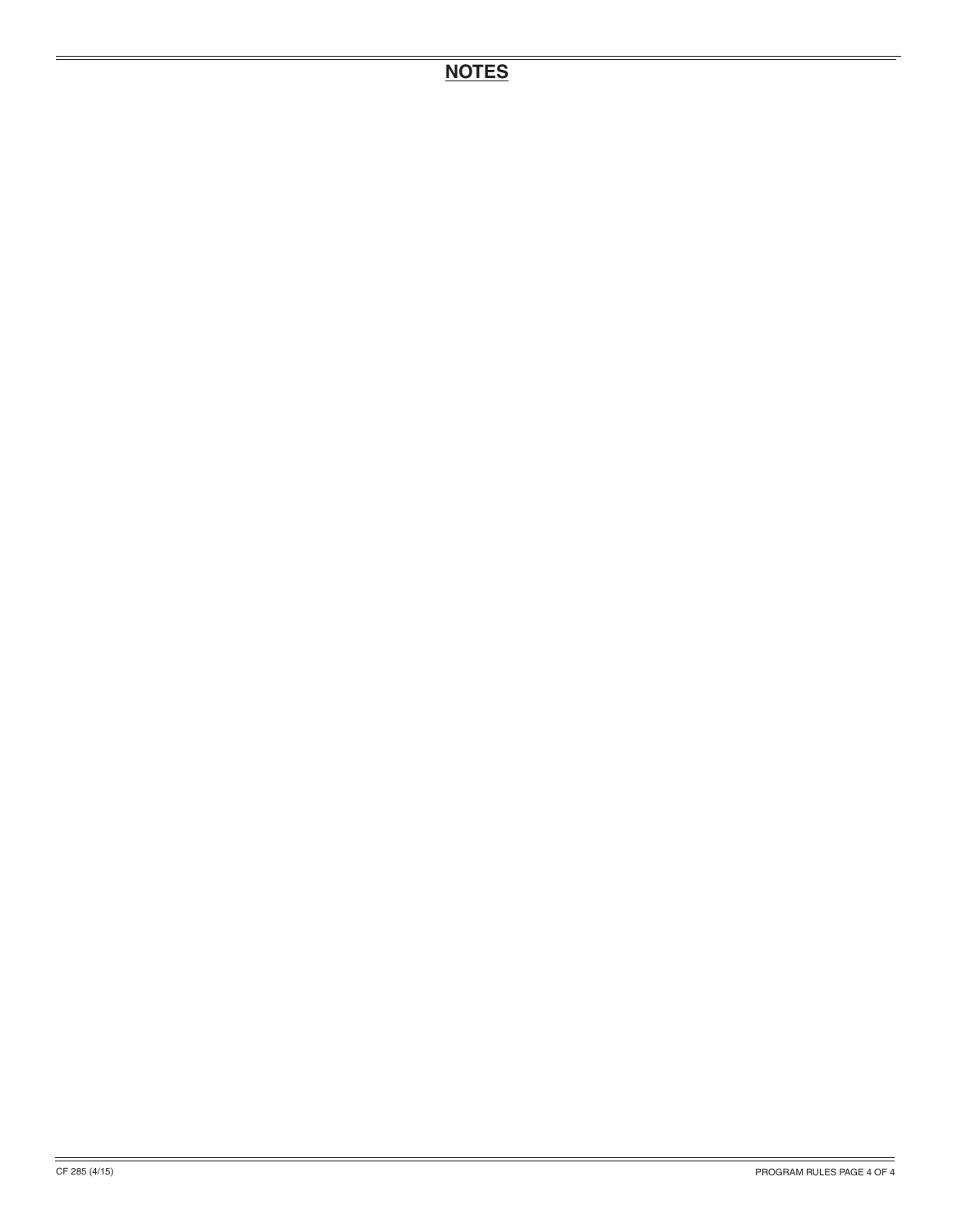## NOTES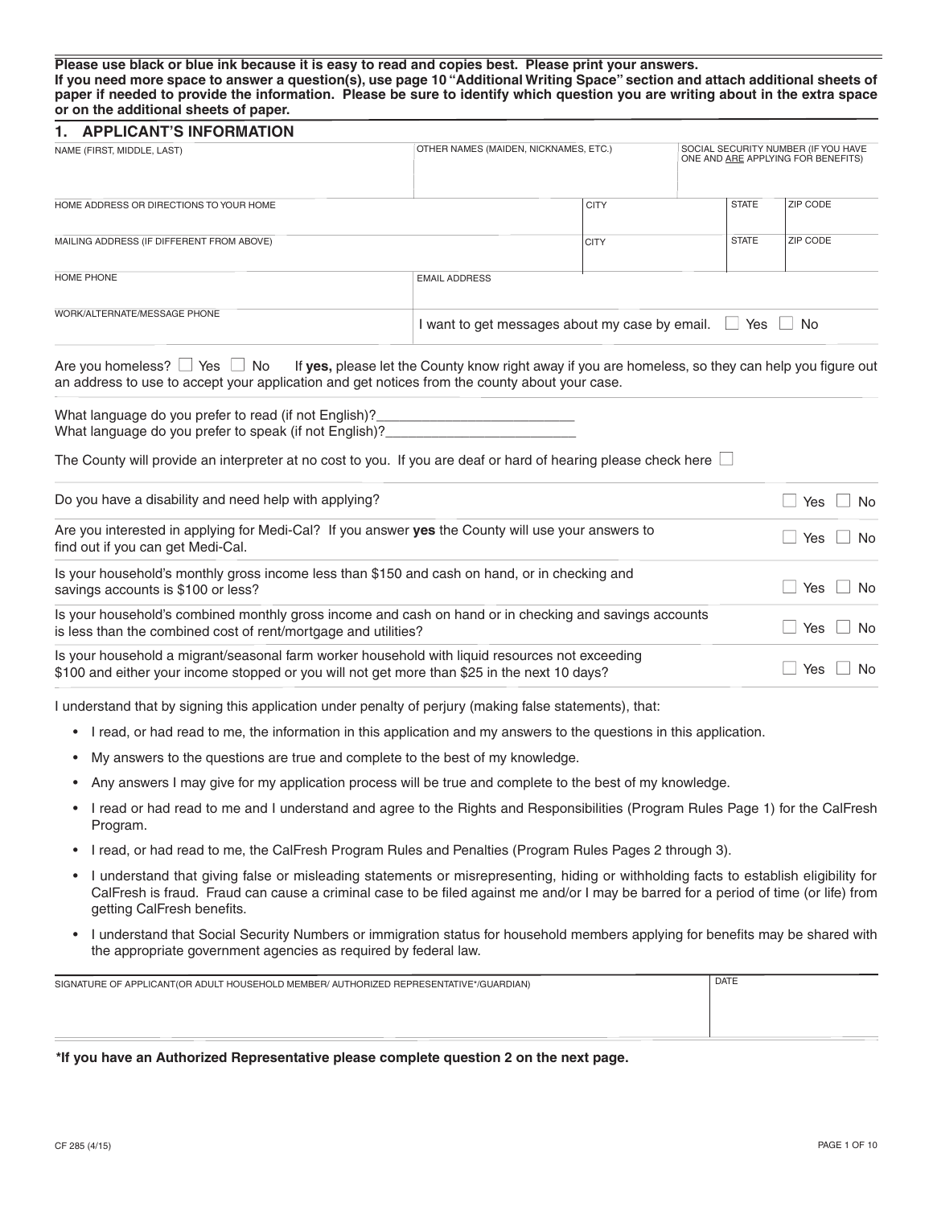**Please use black or blue ink because it is easy to read and copies best. Please print your answers.**
**If you need more space to answer a question(s), use page 10 "Additional Writing Space" section and attach additional sheets of paper if needed to provide the information. Please be sure to identify which question you are writing about in the extra space or on the additional sheets of paper.**

## 1. APPLICANT'S INFORMATION

| NAME (FIRST, MIDDLE, LAST) | OTHER NAMES (MAIDEN, NICKNAMES, ETC.) | SOCIAL SECURITY NUMBER (IF YOU HAVE ONE AND ARE APPLYING FOR BENEFITS) | |
|---|---|---|---|
| | | | |

| HOME ADDRESS OR DIRECTIONS TO YOUR HOME | CITY | STATE | ZIP CODE |
|---|---|---|---|
| | | | |
| MAILING ADDRESS (IF DIFFERENT FROM ABOVE) | CITY | STATE | ZIP CODE |
| | | | |

| HOME PHONE | EMAIL ADDRESS |
|---|---|
| | |
| WORK/ALTERNATE/MESSAGE PHONE | I want to get messages about my case by email. ☐ Yes ☐ No |

Are you homeless? ☐ Yes ☐ No If **yes,** please let the County know right away if you are homeless, so they can help you figure out an address to use to accept your application and get notices from the county about your case.

What language do you prefer to read (if not English)?________________________
What language do you prefer to speak (if not English)?________________________

The County will provide an interpreter at no cost to you. If you are deaf or hard of hearing please check here ☐

| | |
|---|---|
| Do you have a disability and need help with applying? | ☐ Yes ☐ No |
| Are you interested in applying for Medi-Cal? If you answer **yes** the County will use your answers to find out if you can get Medi-Cal. | ☐ Yes ☐ No |
| Is your household's monthly gross income less than $150 and cash on hand, or in checking and savings accounts is $100 or less? | ☐ Yes ☐ No |
| Is your household's combined monthly gross income and cash on hand or in checking and savings accounts is less than the combined cost of rent/mortgage and utilities? | ☐ Yes ☐ No |
| Is your household a migrant/seasonal farm worker household with liquid resources not exceeding $100 and either your income stopped or you will not get more than $25 in the next 10 days? | ☐ Yes ☐ No |

I understand that by signing this application under penalty of perjury (making false statements), that:

- I read, or had read to me, the information in this application and my answers to the questions in this application.
- My answers to the questions are true and complete to the best of my knowledge.
- Any answers I may give for my application process will be true and complete to the best of my knowledge.
- I read or had read to me and I understand and agree to the Rights and Responsibilities (Program Rules Page 1) for the CalFresh Program.
- I read, or had read to me, the CalFresh Program Rules and Penalties (Program Rules Pages 2 through 3).
- I understand that giving false or misleading statements or misrepresenting, hiding or withholding facts to establish eligibility for CalFresh is fraud. Fraud can cause a criminal case to be filed against me and/or I may be barred for a period of time (or life) from getting CalFresh benefits.
- I understand that Social Security Numbers or immigration status for household members applying for benefits may be shared with the appropriate government agencies as required by federal law.

| SIGNATURE OF APPLICANT(OR ADULT HOUSEHOLD MEMBER/ AUTHORIZED REPRESENTATIVE*/GUARDIAN) | DATE |
|---|---|
| | |

**\*If you have an Authorized Representative please complete question 2 on the next page.**

CF 285 (4/15)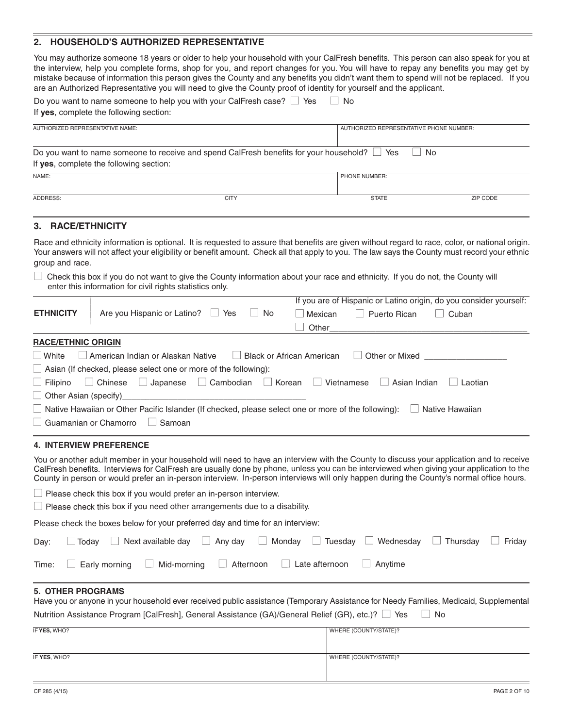## 2. HOUSEHOLD'S AUTHORIZED REPRESENTATIVE

You may authorize someone 18 years or older to help your household with your CalFresh benefits. This person can also speak for you at the interview, help you complete forms, shop for you, and report changes for you. You will have to repay any benefits you may get by mistake because of information this person gives the County and any benefits you didn't want them to spend will not be replaced. If you are an Authorized Representative you will need to give the County proof of identity for yourself and the applicant.

Do you want to name someone to help you with your CalFresh case? ☐ Yes ☐ No

If **yes**, complete the following section:

| AUTHORIZED REPRESENTATIVE NAME: | AUTHORIZED REPRESENTATIVE PHONE NUMBER: |
|---|---|
| | |

Do you want to name someone to receive and spend CalFresh benefits for your household? ☐ Yes ☐ No

If **yes**, complete the following section:

| NAME: | | PHONE NUMBER: | |
|---|---|---|---|
| ADDRESS: | CITY | STATE | ZIP CODE |

## 3. RACE/ETHNICITY

Race and ethnicity information is optional. It is requested to assure that benefits are given without regard to race, color, or national origin. Your answers will not affect your eligibility or benefit amount. Check all that apply to you. The law says the County must record your ethnic group and race.

☐ Check this box if you do not want to give the County information about your race and ethnicity. If you do not, the County will enter this information for civil rights statistics only.

| **ETHNICITY** | Are you Hispanic or Latino? ☐ Yes ☐ No | If you are of Hispanic or Latino origin, do you consider yourself: ☐ Mexican ☐ Puerto Rican ☐ Cuban ☐ Other__________ |
|---|---|---|

**RACE/ETHNIC ORIGIN**

☐ White ☐ American Indian or Alaskan Native ☐ Black or African American ☐ Other or Mixed __________

☐ Asian (If checked, please select one or more of the following):

☐ Filipino ☐ Chinese ☐ Japanese ☐ Cambodian ☐ Korean ☐ Vietnamese ☐ Asian Indian ☐ Laotian

☐ Other Asian (specify)__________

☐ Native Hawaiian or Other Pacific Islander (If checked, please select one or more of the following): ☐ Native Hawaiian

☐ Guamanian or Chamorro ☐ Samoan

## 4. INTERVIEW PREFERENCE

You or another adult member in your household will need to have an interview with the County to discuss your application and to receive CalFresh benefits. Interviews for CalFresh are usually done by phone, unless you can be interviewed when giving your application to the County in person or would prefer an in-person interview. In-person interviews will only happen during the County's normal office hours.

☐ Please check this box if you would prefer an in-person interview.

☐ Please check this box if you need other arrangements due to a disability.

Please check the boxes below for your preferred day and time for an interview:

Day: ☐ Today ☐ Next available day ☐ Any day ☐ Monday ☐ Tuesday ☐ Wednesday ☐ Thursday ☐ Friday

Time: ☐ Early morning ☐ Mid-morning ☐ Afternoon ☐ Late afternoon ☐ Anytime

## 5. OTHER PROGRAMS

Have you or anyone in your household ever received public assistance (Temporary Assistance for Needy Families, Medicaid, Supplemental Nutrition Assistance Program [CalFresh], General Assistance (GA)/General Relief (GR), etc.)? ☐ Yes ☐ No

| IF **YES**, WHO? | WHERE (COUNTY/STATE)? |
|---|---|
| | |
| IF **YES**, WHO? | WHERE (COUNTY/STATE)? |
| | |

CF 285 (4/15)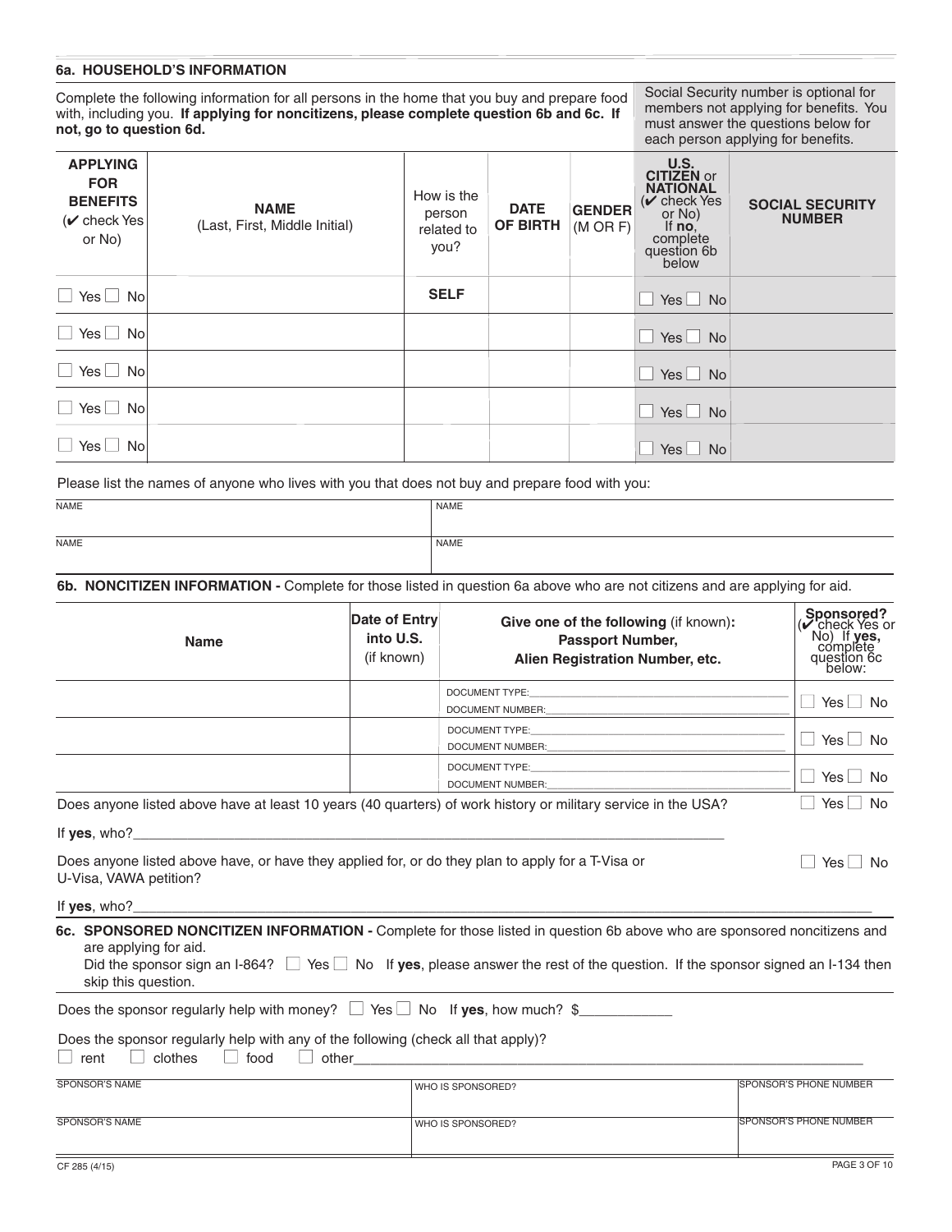## 6a. HOUSEHOLD'S INFORMATION

Complete the following information for all persons in the home that you buy and prepare food with, including you. **If applying for noncitizens, please complete question 6b and 6c. If not, go to question 6d.**

Social Security number is optional for members not applying for benefits. You must answer the questions below for each person applying for benefits.

| APPLYING FOR BENEFITS (✔ check Yes or No) | NAME (Last, First, Middle Initial) | How is the person related to you? | DATE OF BIRTH | GENDER (M OR F) | U.S. CITIZEN or NATIONAL (✔ check Yes or No) If **no**, complete question 6b below | SOCIAL SECURITY NUMBER |
|---|---|---|---|---|---|---|
| ☐ Yes ☐ No | | **SELF** | | | ☐ Yes ☐ No | |
| ☐ Yes ☐ No | | | | | ☐ Yes ☐ No | |
| ☐ Yes ☐ No | | | | | ☐ Yes ☐ No | |
| ☐ Yes ☐ No | | | | | ☐ Yes ☐ No | |
| ☐ Yes ☐ No | | | | | ☐ Yes ☐ No | |

Please list the names of anyone who lives with you that does not buy and prepare food with you:

| NAME | NAME |
|---|---|
| NAME | NAME |

**6b. NONCITIZEN INFORMATION -** Complete for those listed in question 6a above who are not citizens and are applying for aid.

| Name | Date of Entry into U.S. (if known) | Give one of the following (if known): Passport Number, Alien Registration Number, etc. | Sponsored? (✔ check Yes or No) If **yes**, complete question 6c below: |
|---|---|---|---|
| | | DOCUMENT TYPE:\_\_\_\_ DOCUMENT NUMBER:\_\_\_\_ | ☐ Yes ☐ No |
| | | DOCUMENT TYPE:\_\_\_\_ DOCUMENT NUMBER:\_\_\_\_ | ☐ Yes ☐ No |
| | | DOCUMENT TYPE:\_\_\_\_ DOCUMENT NUMBER:\_\_\_\_ | ☐ Yes ☐ No |

Does anyone listed above have at least 10 years (40 quarters) of work history or military service in the USA? ☐ Yes ☐ No

If **yes**, who?\_\_\_\_\_\_\_\_\_\_\_\_\_\_\_\_\_\_\_\_\_\_\_\_\_\_\_\_\_\_\_\_\_\_\_\_

Does anyone listed above have, or have they applied for, or do they plan to apply for a T-Visa or U-Visa, VAWA petition? ☐ Yes ☐ No

If **yes**, who?\_\_\_\_\_\_\_\_\_\_\_\_\_\_\_\_\_\_\_\_\_\_\_\_\_\_\_\_\_\_\_\_\_\_\_\_

**6c. SPONSORED NONCITIZEN INFORMATION -** Complete for those listed in question 6b above who are sponsored noncitizens and are applying for aid.
Did the sponsor sign an I-864? ☐ Yes ☐ No If **yes**, please answer the rest of the question. If the sponsor signed an I-134 then skip this question.

Does the sponsor regularly help with money? ☐ Yes ☐ No If **yes**, how much? $\_\_\_\_\_\_\_\_\_\_\_\_

Does the sponsor regularly help with any of the following (check all that apply)?
☐ rent ☐ clothes ☐ food ☐ other\_\_\_\_\_\_\_\_\_\_\_\_\_\_\_\_\_\_\_\_\_\_\_\_\_\_\_\_\_\_\_\_\_\_\_\_

| SPONSOR'S NAME | WHO IS SPONSORED? | SPONSOR'S PHONE NUMBER |
|---|---|---|
| SPONSOR'S NAME | WHO IS SPONSORED? | SPONSOR'S PHONE NUMBER |

CF 285 (4/15)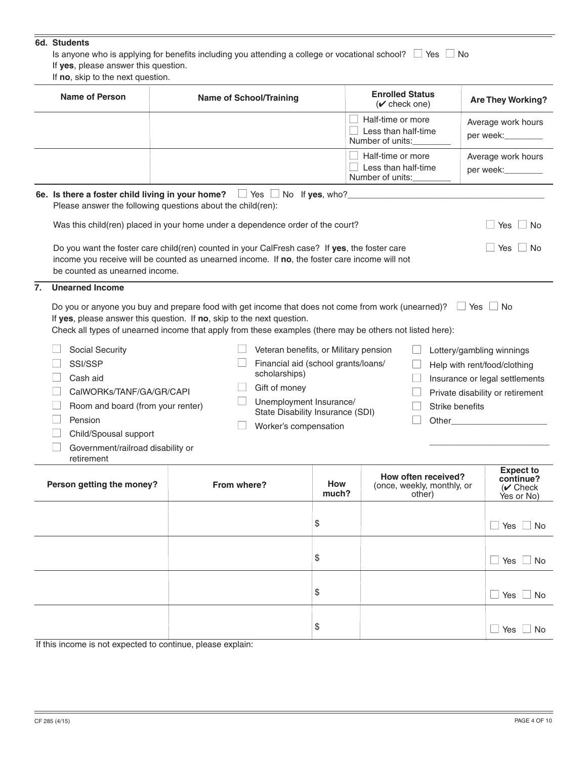### 6d. Students

Is anyone who is applying for benefits including you attending a college or vocational school? ☐ Yes ☐ No

If **yes**, please answer this question.

If **no**, skip to the next question.

| Name of Person | Name of School/Training | Enrolled Status (✔ check one) | Are They Working? |
|---|---|---|---|
| | | ☐ Half-time or more<br>☐ Less than half-time<br>Number of units:________ | Average work hours per week:________ |
| | | ☐ Half-time or more<br>☐ Less than half-time<br>Number of units:________ | Average work hours per week:________ |

**6e. Is there a foster child living in your home?** ☐ Yes ☐ No If **yes**, who?________________________________________

Please answer the following questions about the child(ren):

Was this child(ren) placed in your home under a dependence order of the court? ☐ Yes ☐ No

Do you want the foster care child(ren) counted in your CalFresh case? If **yes**, the foster care income you receive will be counted as unearned income. If **no**, the foster care income will not be counted as unearned income. ☐ Yes ☐ No

## 7. Unearned Income

Do you or anyone you buy and prepare food with get income that does not come from work (unearned)? ☐ Yes ☐ No

If **yes**, please answer this question. If **no**, skip to the next question.

Check all types of unearned income that apply from these examples (there may be others not listed here):

- ☐ Social Security
- ☐ SSI/SSP
- ☐ Cash aid
- ☐ CalWORKs/TANF/GA/GR/CAPI
- ☐ Room and board (from your renter)
- ☐ Pension
- ☐ Child/Spousal support
- ☐ Government/railroad disability or retirement
- ☐ Veteran benefits, or Military pension
- ☐ Financial aid (school grants/loans/scholarships)
- ☐ Gift of money
- ☐ Unemployment Insurance/State Disability Insurance (SDI)
- ☐ Worker's compensation
- ☐ Lottery/gambling winnings
- ☐ Help with rent/food/clothing
- ☐ Insurance or legal settlements
- ☐ Private disability or retirement
- ☐ Strike benefits
- ☐ Other____________________
  ________________________

| Person getting the money? | From where? | How much? | How often received? (once, weekly, monthly, or other) | Expect to continue? (✔ Check Yes or No) |
|---|---|---|---|---|
| | | $ | | ☐ Yes ☐ No |
| | | $ | | ☐ Yes ☐ No |
| | | $ | | ☐ Yes ☐ No |
| | | $ | | ☐ Yes ☐ No |

If this income is not expected to continue, please explain:

CF 285 (4/15)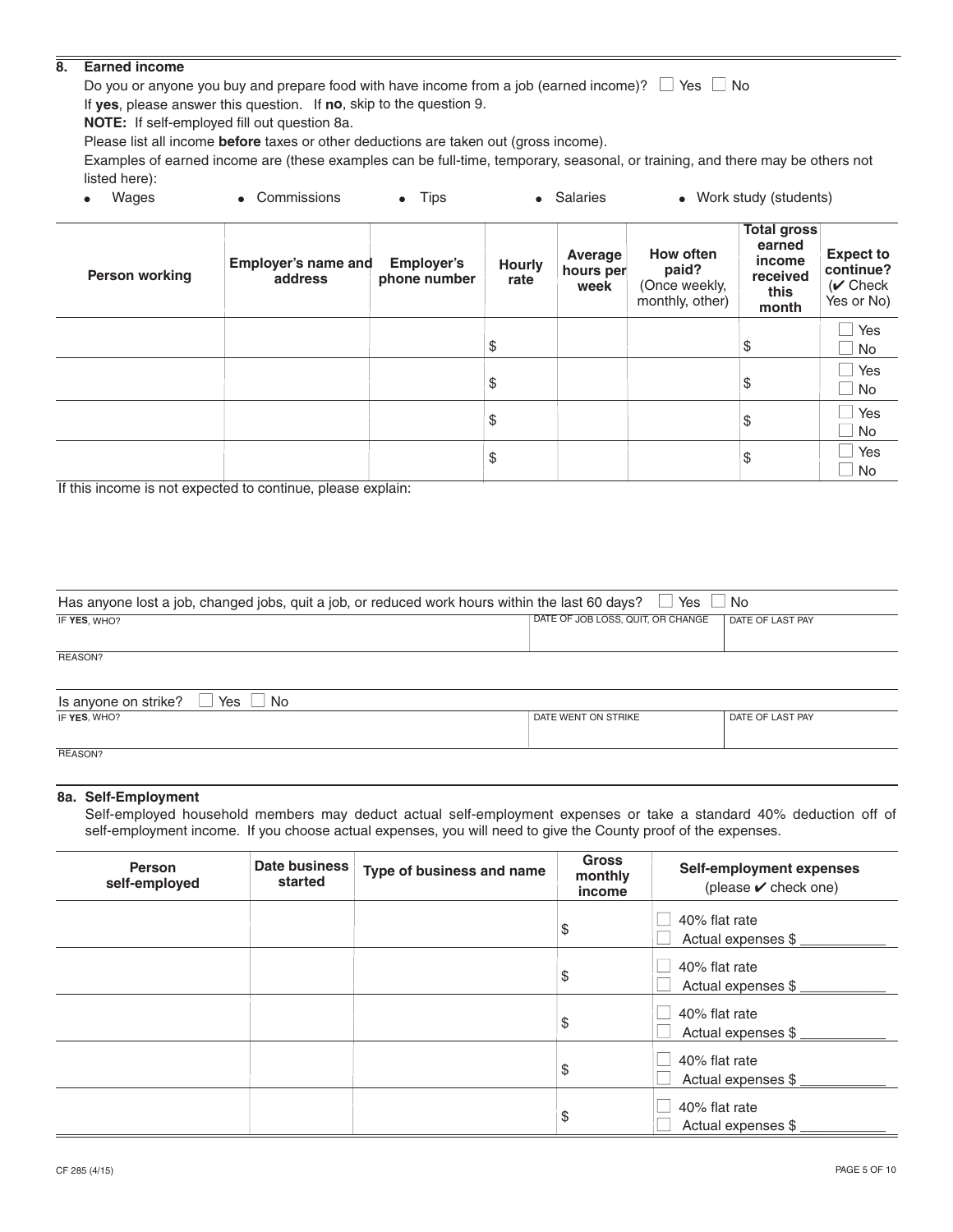## 8. Earned income

Do you or anyone you buy and prepare food with have income from a job (earned income)? ☐ Yes ☐ No

If **yes**, please answer this question. If **no**, skip to the question 9.

**NOTE:** If self-employed fill out question 8a.

Please list all income **before** taxes or other deductions are taken out (gross income).

Examples of earned income are (these examples can be full-time, temporary, seasonal, or training, and there may be others not listed here):

- Wages
- Commissions
- Tips
- Salaries
- Work study (students)

| Person working | Employer's name and address | Employer's phone number | Hourly rate | Average hours per week | How often paid? (Once weekly, monthly, other) | Total gross earned income received this month | Expect to continue? (✔ Check Yes or No) |
|---|---|---|---|---|---|---|---|
| | | | $ | | | $ | ☐ Yes ☐ No |
| | | | $ | | | $ | ☐ Yes ☐ No |
| | | | $ | | | $ | ☐ Yes ☐ No |
| | | | $ | | | $ | ☐ Yes ☐ No |

If this income is not expected to continue, please explain:

Has anyone lost a job, changed jobs, quit a job, or reduced work hours within the last 60 days? ☐ Yes ☐ No

| IF **YES**, WHO? | DATE OF JOB LOSS, QUIT, OR CHANGE | DATE OF LAST PAY |
|---|---|---|
| | | |

REASON?

Is anyone on strike? ☐ Yes ☐ No

| IF **YES**, WHO? | DATE WENT ON STRIKE | DATE OF LAST PAY |
|---|---|---|
| | | |

REASON?

### 8a. Self-Employment

Self-employed household members may deduct actual self-employment expenses or take a standard 40% deduction off of self-employment income. If you choose actual expenses, you will need to give the County proof of the expenses.

| Person self-employed | Date business started | Type of business and name | Gross monthly income | Self-employment expenses (please ✔ check one) |
|---|---|---|---|---|
| | | | $ | ☐ 40% flat rate ☐ Actual expenses $ ___________ |
| | | | $ | ☐ 40% flat rate ☐ Actual expenses $ ___________ |
| | | | $ | ☐ 40% flat rate ☐ Actual expenses $ ___________ |
| | | | $ | ☐ 40% flat rate ☐ Actual expenses $ ___________ |
| | | | $ | ☐ 40% flat rate ☐ Actual expenses $ ___________ |

CF 285 (4/15)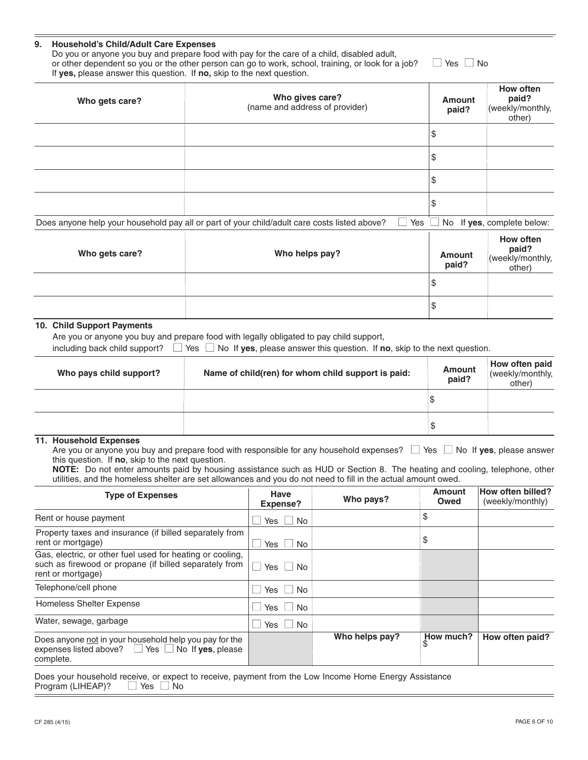### 9. Household's Child/Adult Care Expenses

Do you or anyone you buy and prepare food with pay for the care of a child, disabled adult, or other dependent so you or the other person can go to work, school, training, or look for a job? ☐ Yes ☐ No
If **yes,** please answer this question. If **no,** skip to the next question.

| Who gets care? | Who gives care? (name and address of provider) | Amount paid? | How often paid? (weekly/monthly, other) |
|---|---|---|---|
| | | $ | |
| | | $ | |
| | | $ | |
| | | $ | |

Does anyone help your household pay all or part of your child/adult care costs listed above? ☐ Yes ☐ No If **yes**, complete below:

| Who gets care? | Who helps pay? | Amount paid? | How often paid? (weekly/monthly, other) |
|---|---|---|---|
| | | $ | |
| | | $ | |

### 10. Child Support Payments

Are you or anyone you buy and prepare food with legally obligated to pay child support, including back child support? ☐ Yes ☐ No If **yes**, please answer this question. If **no**, skip to the next question.

| Who pays child support? | Name of child(ren) for whom child support is paid: | Amount paid? | How often paid (weekly/monthly, other) |
|---|---|---|---|
| | | $ | |
| | | $ | |

### 11. Household Expenses

Are you or anyone you buy and prepare food with responsible for any household expenses? ☐ Yes ☐ No If **yes**, please answer this question. If **no**, skip to the next question.

**NOTE:** Do not enter amounts paid by housing assistance such as HUD or Section 8. The heating and cooling, telephone, other utilities, and the homeless shelter are set allowances and you do not need to fill in the actual amount owed.

| Type of Expenses | Have Expense? | Who pays? | Amount Owed | How often billed? (weekly/monthly) |
|---|---|---|---|---|
| Rent or house payment | ☐ Yes ☐ No | | $ | |
| Property taxes and insurance (if billed separately from rent or mortgage) | ☐ Yes ☐ No | | $ | |
| Gas, electric, or other fuel used for heating or cooling, such as firewood or propane (if billed separately from rent or mortgage) | ☐ Yes ☐ No | | | |
| Telephone/cell phone | ☐ Yes ☐ No | | | |
| Homeless Shelter Expense | ☐ Yes ☐ No | | | |
| Water, sewage, garbage | ☐ Yes ☐ No | | | |
| Does anyone not in your household help you pay for the expenses listed above? ☐ Yes ☐ No If **yes**, please complete. | | **Who helps pay?** | **How much?** $ | **How often paid?** |

Does your household receive, or expect to receive, payment from the Low Income Home Energy Assistance Program (LIHEAP)? ☐ Yes ☐ No

CF 285 (4/15)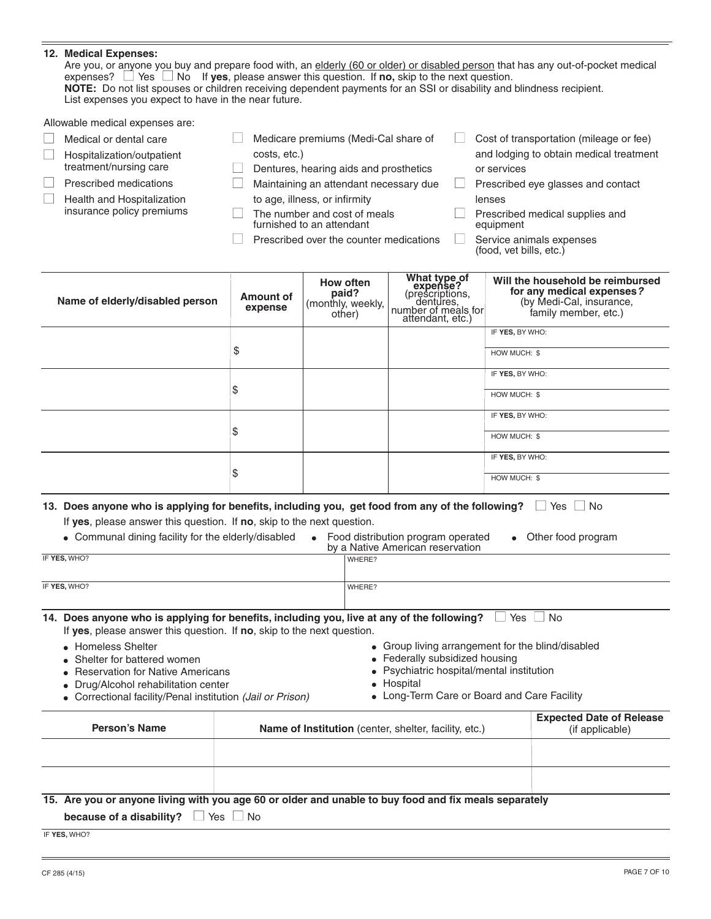**12. Medical Expenses:**
Are you, or anyone you buy and prepare food with, an elderly (60 or older) or disabled person that has any out-of-pocket medical expenses? ☐ Yes ☐ No  If **yes**, please answer this question. If **no,** skip to the next question.
**NOTE:** Do not list spouses or children receiving dependent payments for an SSI or disability and blindness recipient.
List expenses you expect to have in the near future.

Allowable medical expenses are:

- ☐ Medical or dental care
- ☐ Hospitalization/outpatient treatment/nursing care
- ☐ Prescribed medications
- ☐ Health and Hospitalization insurance policy premiums
- ☐ Medicare premiums (Medi-Cal share of costs, etc.)
- ☐ Dentures, hearing aids and prosthetics
- ☐ Maintaining an attendant necessary due to age, illness, or infirmity
- ☐ The number and cost of meals furnished to an attendant
- ☐ Prescribed over the counter medications
- ☐ Cost of transportation (mileage or fee) and lodging to obtain medical treatment or services
- ☐ Prescribed eye glasses and contact lenses
- ☐ Prescribed medical supplies and equipment
- ☐ Service animals expenses (food, vet bills, etc.)

| Name of elderly/disabled person | Amount of expense | How often paid? (monthly, weekly, other) | What type of expense? (prescriptions, dentures, number of meals for attendant, etc.) | Will the household be reimbursed for any medical expenses? (by Medi-Cal, insurance, family member, etc.) |
|---|---|---|---|---|
| | $ | | | IF **YES,** BY WHO: <br> HOW MUCH: $ |
| | $ | | | IF **YES,** BY WHO: <br> HOW MUCH: $ |
| | $ | | | IF **YES,** BY WHO: <br> HOW MUCH: $ |
| | $ | | | IF **YES,** BY WHO: <br> HOW MUCH: $ |

**13. Does anyone who is applying for benefits, including you, get food from any of the following?** ☐ Yes ☐ No
If **yes**, please answer this question. If **no**, skip to the next question.

- Communal dining facility for the elderly/disabled
- Food distribution program operated by a Native American reservation
- Other food program

| IF **YES,** WHO? | WHERE? |
|---|---|
| | |
| IF **YES,** WHO? | WHERE? |

**14. Does anyone who is applying for benefits, including you, live at any of the following?** ☐ Yes ☐ No
If **yes**, please answer this question. If **no**, skip to the next question.

- Homeless Shelter
- Shelter for battered women
- Reservation for Native Americans
- Drug/Alcohol rehabilitation center
- Correctional facility/Penal institution *(Jail or Prison)*
- Group living arrangement for the blind/disabled
- Federally subsidized housing
- Psychiatric hospital/mental institution
- Hospital
- Long-Term Care or Board and Care Facility

| Person's Name | Name of Institution (center, shelter, facility, etc.) | Expected Date of Release (if applicable) |
|---|---|---|
| | | |
| | | |

**15. Are you or anyone living with you age 60 or older and unable to buy food and fix meals separately because of a disability?** ☐ Yes ☐ No

IF **YES,** WHO?

CF 285 (4/15)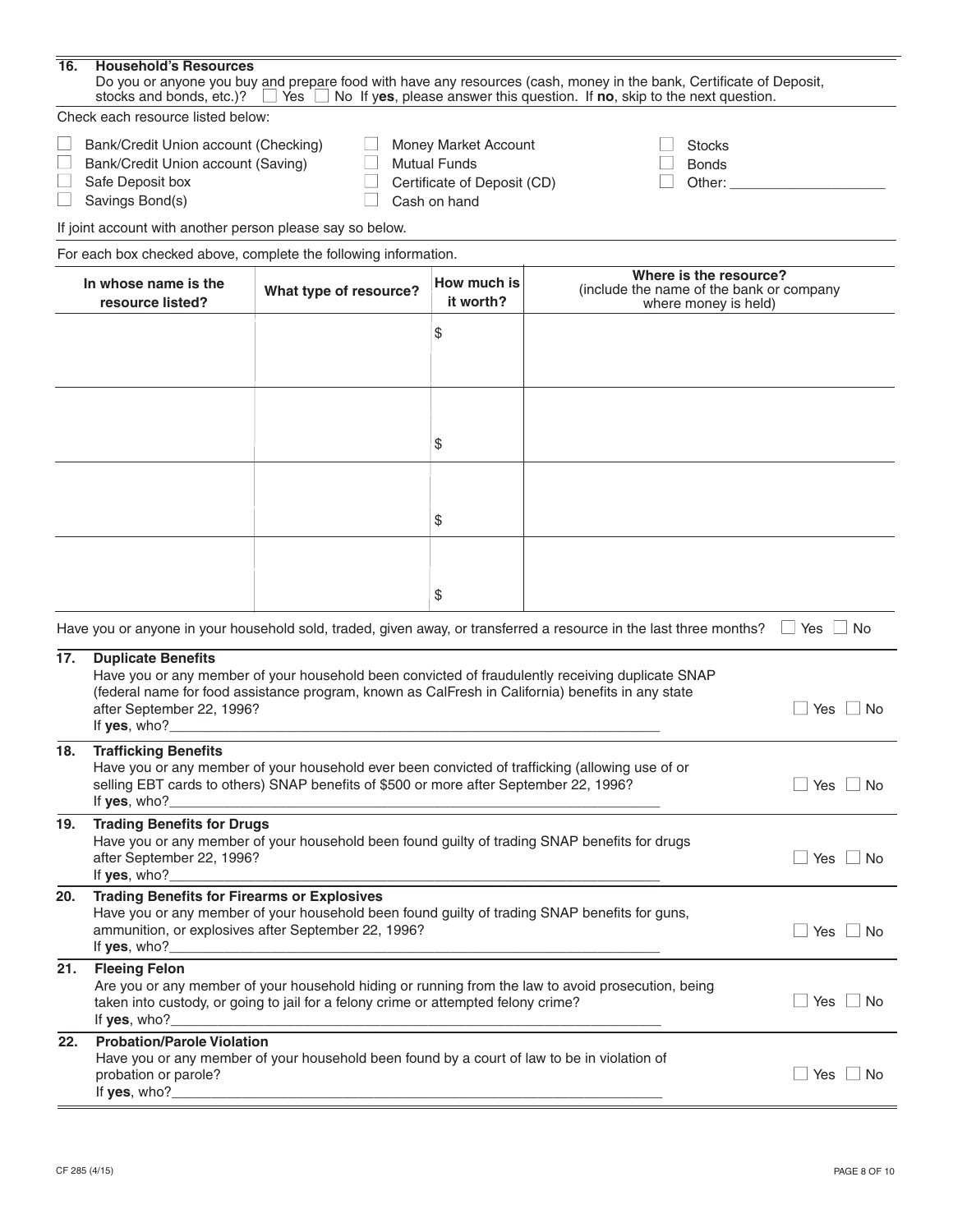## 16. Household's Resources

Do you or anyone you buy and prepare food with have any resources (cash, money in the bank, Certificate of Deposit, stocks and bonds, etc.)? ☐ Yes ☐ No If **yes**, please answer this question. If **no**, skip to the next question.

Check each resource listed below:

- ☐ Bank/Credit Union account (Checking)
- ☐ Bank/Credit Union account (Saving)
- ☐ Safe Deposit box
- ☐ Savings Bond(s)
- ☐ Money Market Account
- ☐ Mutual Funds
- ☐ Certificate of Deposit (CD)
- ☐ Cash on hand
- ☐ Stocks
- ☐ Bonds
- ☐ Other: ____________________

If joint account with another person please say so below.

For each box checked above, complete the following information.

| In whose name is the resource listed? | What type of resource? | How much is it worth? | Where is the resource? (include the name of the bank or company where money is held) |
|---|---|---|---|
| | | $ | |
| | | $ | |
| | | $ | |
| | | $ | |

Have you or anyone in your household sold, traded, given away, or transferred a resource in the last three months? ☐ Yes ☐ No

## 17. Duplicate Benefits

Have you or any member of your household been convicted of fraudulently receiving duplicate SNAP (federal name for food assistance program, known as CalFresh in California) benefits in any state after September 22, 1996? ☐ Yes ☐ No

If **yes**, who?_______________________________________________________________

## 18. Trafficking Benefits

Have you or any member of your household ever been convicted of trafficking (allowing use of or selling EBT cards to others) SNAP benefits of $500 or more after September 22, 1996? ☐ Yes ☐ No

If **yes**, who?_______________________________________________________________

## 19. Trading Benefits for Drugs

Have you or any member of your household been found guilty of trading SNAP benefits for drugs after September 22, 1996? ☐ Yes ☐ No

If **yes**, who?_______________________________________________________________

## 20. Trading Benefits for Firearms or Explosives

Have you or any member of your household been found guilty of trading SNAP benefits for guns, ammunition, or explosives after September 22, 1996? ☐ Yes ☐ No

If **yes**, who?_______________________________________________________________

## 21. Fleeing Felon

Are you or any member of your household hiding or running from the law to avoid prosecution, being taken into custody, or going to jail for a felony crime or attempted felony crime? ☐ Yes ☐ No

If **yes**, who?_______________________________________________________________

## 22. Probation/Parole Violation

Have you or any member of your household been found by a court of law to be in violation of probation or parole? ☐ Yes ☐ No

If **yes**, who?_______________________________________________________________

CF 285 (4/15)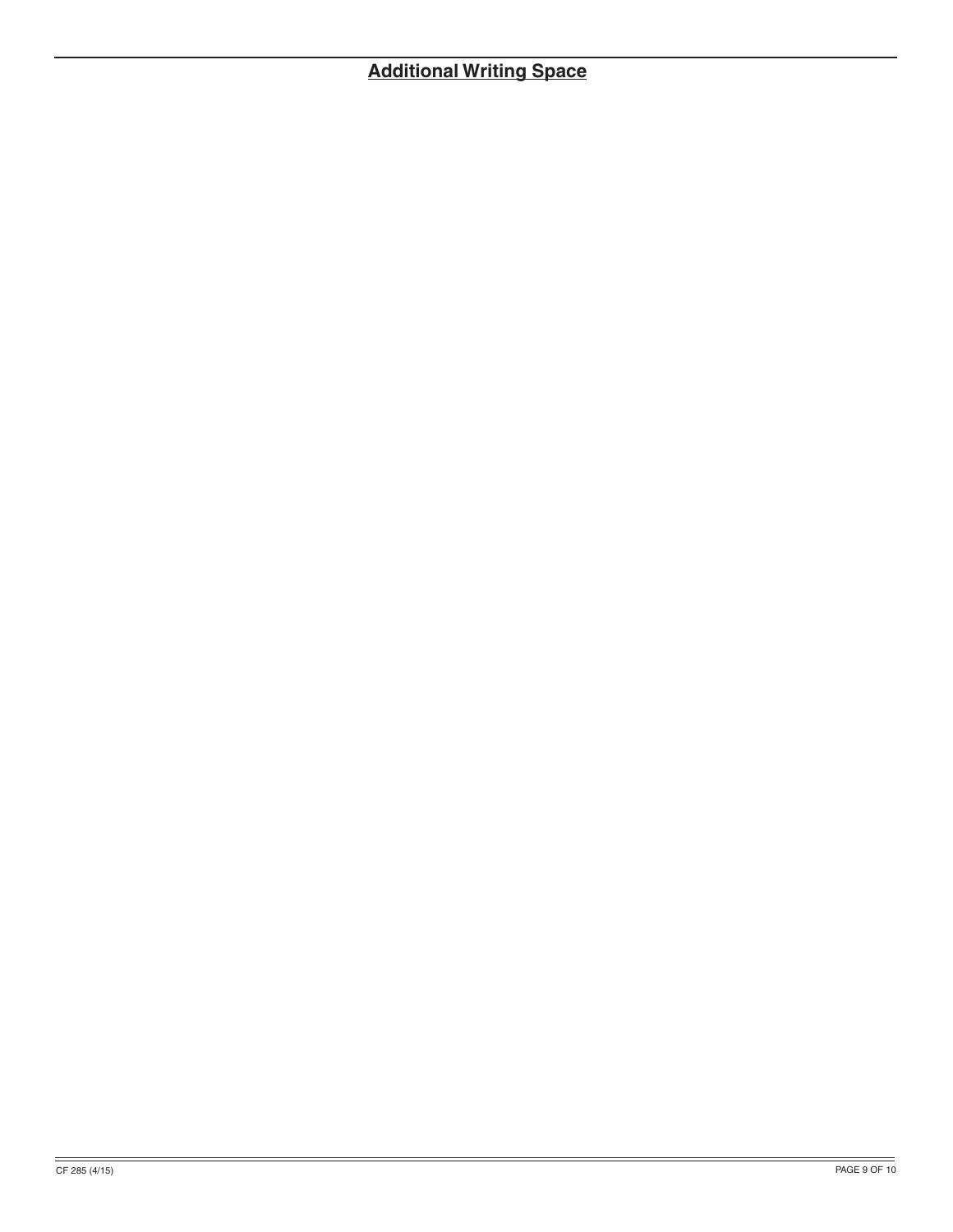## Additional Writing Space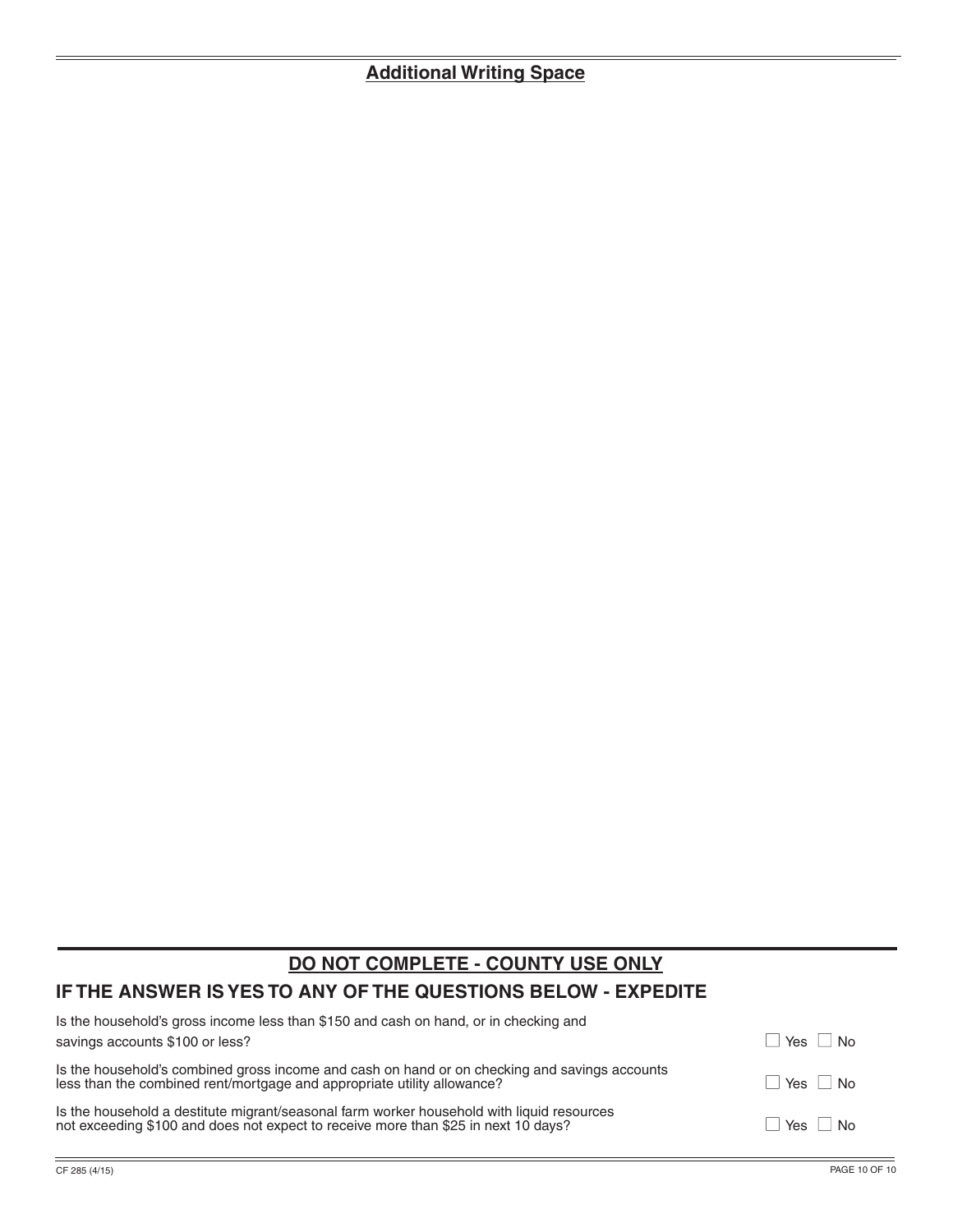## Additional Writing Space

## DO NOT COMPLETE - COUNTY USE ONLY

### IF THE ANSWER IS YES TO ANY OF THE QUESTIONS BELOW - EXPEDITE

Is the household's gross income less than $150 and cash on hand, or in checking and savings accounts $100 or less? ☐ Yes ☐ No

Is the household's combined gross income and cash on hand or on checking and savings accounts less than the combined rent/mortgage and appropriate utility allowance? ☐ Yes ☐ No

Is the household a destitute migrant/seasonal farm worker household with liquid resources not exceeding $100 and does not expect to receive more than $25 in next 10 days? ☐ Yes ☐ No

CF 285 (4/15)